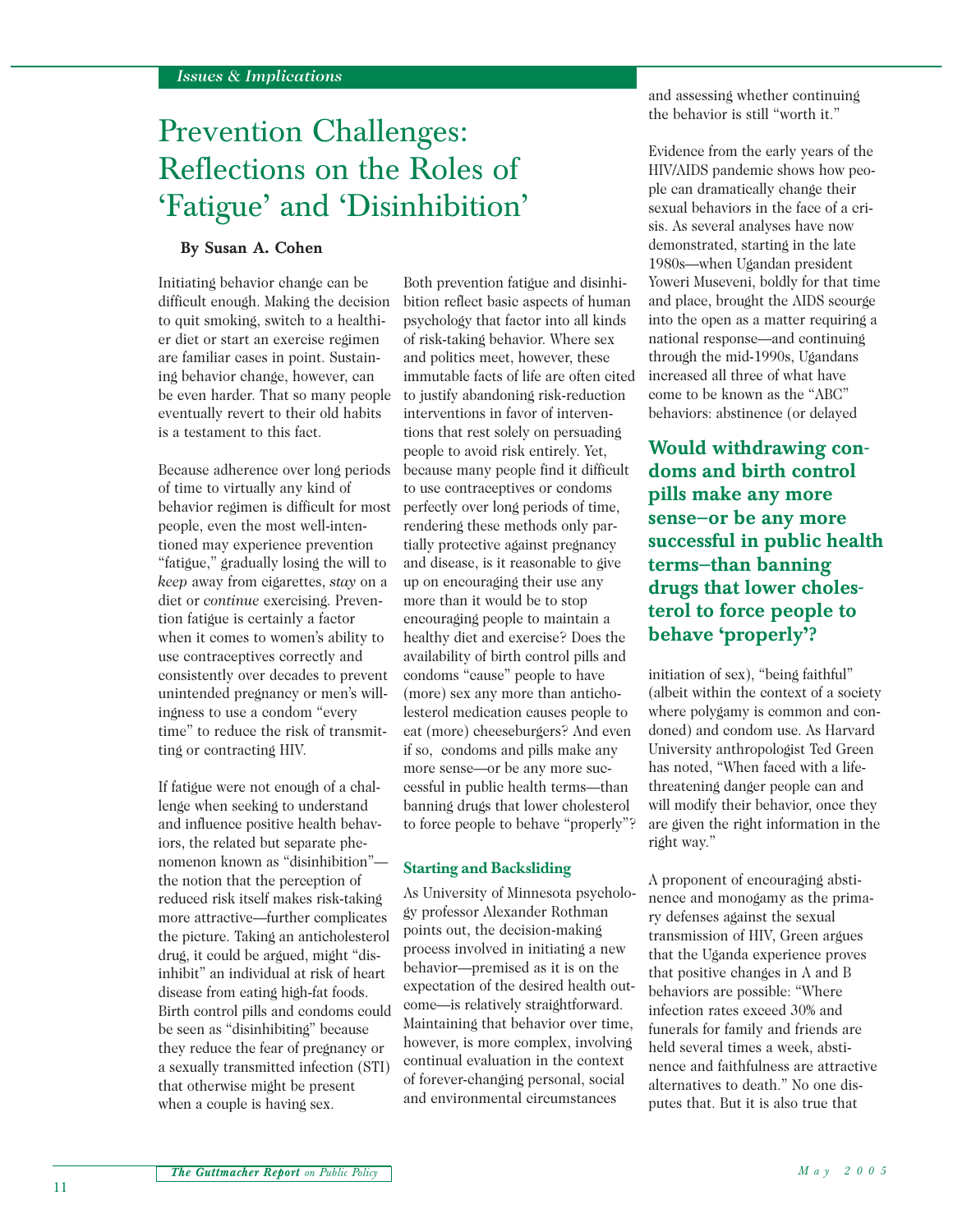*Issues & Implications*

# Prevention Challenges: Reflections on the Roles of 'Fatigue' and 'Disinhibition'

**By Susan A. Cohen**

Initiating behavior change can be difficult enough. Making the decision to quit smoking, switch to a healthier diet or start an exercise regimen are familiar cases in point. Sustaining behavior change, however, can be even harder. That so many people eventually revert to their old habits is a testament to this fact.

Because adherence over long periods of time to virtually any kind of behavior regimen is difficult for most people, even the most well-intentioned may experience prevention "fatigue," gradually losing the will to *keep* away from cigarettes, *stay* on a diet or *continue* exercising. Prevention fatigue is certainly a factor when it comes to women's ability to use contraceptives correctly and consistently over decades to prevent unintended pregnancy or men's willingness to use a condom "every time" to reduce the risk of transmitting or contracting HIV.

If fatigue were not enough of a challenge when seeking to understand and influence positive health behaviors, the related but separate phenomenon known as "disinhibition"—the notion that the perception of reduced risk itself makes risk-taking more attractive—further complicates the picture. Taking an anticholesterol drug, it could be argued, might "disinhibit" an individual at risk of heart disease from eating high-fat foods. Birth control pills and condoms could be seen as "disinhibiting" because they reduce the fear of pregnancy or a sexually transmitted infection (STI) that otherwise might be present when a couple is having sex.

Both prevention fatigue and disinhibition reflect basic aspects of human psychology that factor into all kinds of risk-taking behavior. Where sex and politics meet, however, these immutable facts of life are often cited to justify abandoning risk-reduction interventions in favor of interventions that rest solely on persuading people to avoid risk entirely. Yet, because many people find it difficult to use contraceptives or condoms perfectly over long periods of time, rendering these methods only partially protective against pregnancy and disease, is it reasonable to give up on encouraging their use any more than it would be to stop encouraging people to maintain a healthy diet and exercise? Does the availability of birth control pills and condoms "cause" people to have (more) sex any more than anticholesterol medication causes people to eat (more) cheeseburgers? And even if so, condoms and pills make any more sense—or be any more successful in public health terms—than banning drugs that lower cholesterol to force people to behave "properly"?

## Starting and Backsliding

As University of Minnesota psychology professor Alexander Rothman points out, the decision-making process involved in initiating a new behavior—premised as it is on the expectation of the desired health outcome—is relatively straightforward. Maintaining that behavior over time, however, is more complex, involving continual evaluation in the context of forever-changing personal, social and environmental circumstances and assessing whether continuing the behavior is still "worth it."

Evidence from the early years of the HIV/AIDS pandemic shows how people can dramatically change their sexual behaviors in the face of a crisis. As several analyses have now demonstrated, starting in the late 1980s—when Ugandan president Yoweri Museveni, boldly for that time and place, brought the AIDS scourge into the open as a matter requiring a national response—and continuing through the mid-1990s, Ugandans increased all three of what have come to be known as the "ABC" behaviors: abstinence (or delayed initiation of sex), "being faithful" (albeit within the context of a society where polygamy is common and condoned) and condom use. As Harvard University anthropologist Ted Green has noted, "When faced with a life-threatening danger people can and will modify their behavior, once they are given the right information in the right way."

**Would withdrawing condoms and birth control pills make any more sense–or be any more successful in public health terms–than banning drugs that lower cholesterol to force people to behave 'properly'?**

A proponent of encouraging abstinence and monogamy as the primary defenses against the sexual transmission of HIV, Green argues that the Uganda experience proves that positive changes in A and B behaviors are possible: "Where infection rates exceed 30% and funerals for family and friends are held several times a week, abstinence and faithfulness are attractive alternatives to death." No one disputes that. But it is also true that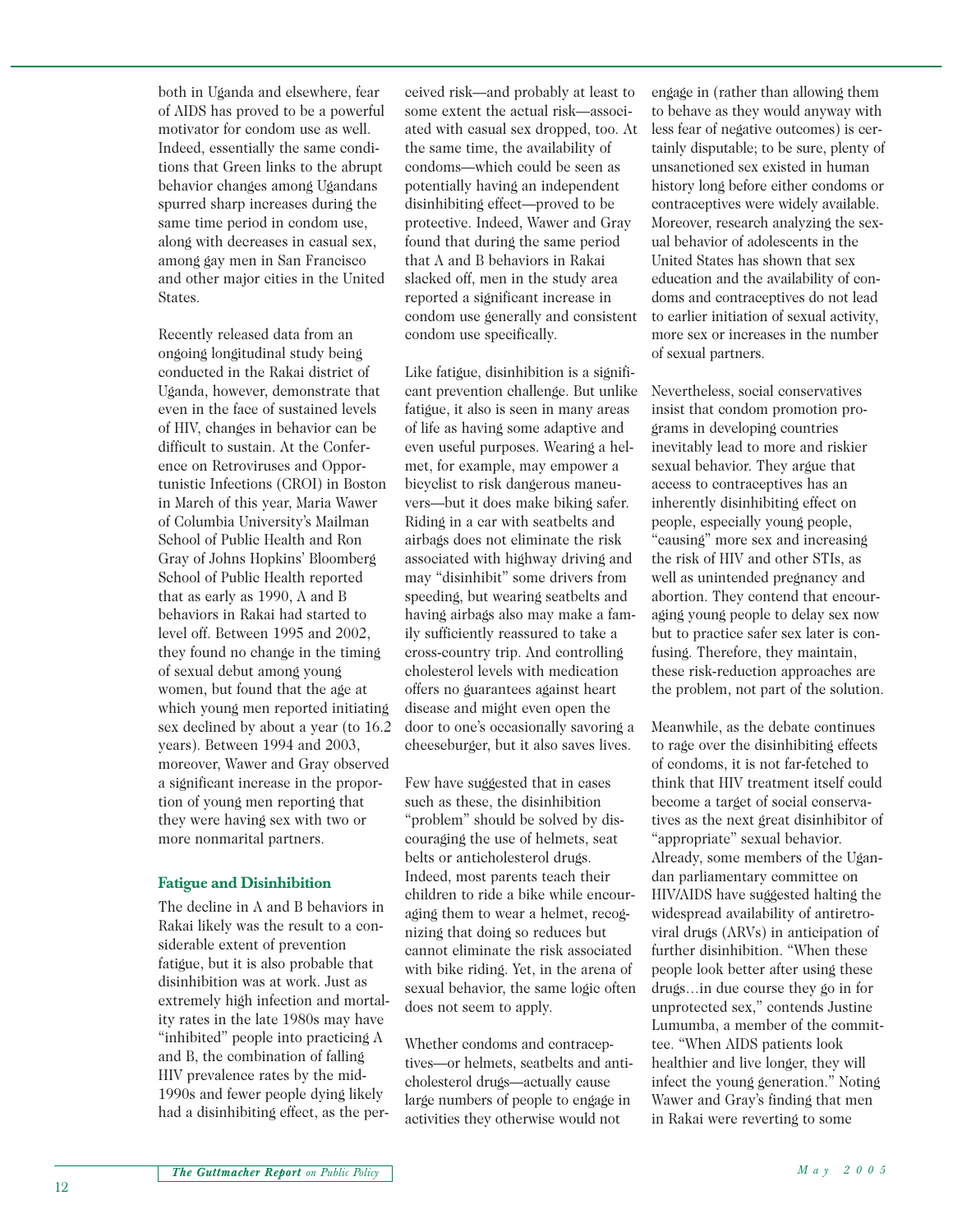both in Uganda and elsewhere, fear of AIDS has proved to be a powerful motivator for condom use as well. Indeed, essentially the same conditions that Green links to the abrupt behavior changes among Ugandans spurred sharp increases during the same time period in condom use, along with decreases in casual sex, among gay men in San Francisco and other major cities in the United States.

Recently released data from an ongoing longitudinal study being conducted in the Rakai district of Uganda, however, demonstrate that even in the face of sustained levels of HIV, changes in behavior can be difficult to sustain. At the Conference on Retroviruses and Opportunistic Infections (CROI) in Boston in March of this year, Maria Wawer of Columbia University's Mailman School of Public Health and Ron Gray of Johns Hopkins' Bloomberg School of Public Health reported that as early as 1990, A and B behaviors in Rakai had started to level off. Between 1995 and 2002, they found no change in the timing of sexual debut among young women, but found that the age at which young men reported initiating sex declined by about a year (to 16.2 years). Between 1994 and 2003, moreover, Wawer and Gray observed a significant increase in the proportion of young men reporting that they were having sex with two or more nonmarital partners.

## Fatigue and Disinhibition

The decline in A and B behaviors in Rakai likely was the result to a considerable extent of prevention fatigue, but it is also probable that disinhibition was at work. Just as extremely high infection and mortality rates in the late 1980s may have "inhibited" people into practicing A and B, the combination of falling HIV prevalence rates by the mid-1990s and fewer people dying likely had a disinhibiting effect, as the perceived risk—and probably at least to some extent the actual risk—associated with casual sex dropped, too. At the same time, the availability of condoms—which could be seen as potentially having an independent disinhibiting effect—proved to be protective. Indeed, Wawer and Gray found that during the same period that A and B behaviors in Rakai slacked off, men in the study area reported a significant increase in condom use generally and consistent condom use specifically.

Like fatigue, disinhibition is a significant prevention challenge. But unlike fatigue, it also is seen in many areas of life as having some adaptive and even useful purposes. Wearing a helmet, for example, may empower a bicyclist to risk dangerous maneuvers—but it does make biking safer. Riding in a car with seatbelts and airbags does not eliminate the risk associated with highway driving and may "disinhibit" some drivers from speeding, but wearing seatbelts and having airbags also may make a family sufficiently reassured to take a cross-country trip. And controlling cholesterol levels with medication offers no guarantees against heart disease and might even open the door to one's occasionally savoring a cheeseburger, but it also saves lives.

Few have suggested that in cases such as these, the disinhibition "problem" should be solved by discouraging the use of helmets, seat belts or anticholesterol drugs. Indeed, most parents teach their children to ride a bike while encouraging them to wear a helmet, recognizing that doing so reduces but cannot eliminate the risk associated with bike riding. Yet, in the arena of sexual behavior, the same logic often does not seem to apply.

Whether condoms and contraceptives—or helmets, seatbelts and anticholesterol drugs—actually cause large numbers of people to engage in activities they otherwise would not engage in (rather than allowing them to behave as they would anyway with less fear of negative outcomes) is certainly disputable; to be sure, plenty of unsanctioned sex existed in human history long before either condoms or contraceptives were widely available. Moreover, research analyzing the sexual behavior of adolescents in the United States has shown that sex education and the availability of condoms and contraceptives do not lead to earlier initiation of sexual activity, more sex or increases in the number of sexual partners.

Nevertheless, social conservatives insist that condom promotion programs in developing countries inevitably lead to more and riskier sexual behavior. They argue that access to contraceptives has an inherently disinhibiting effect on people, especially young people, "causing" more sex and increasing the risk of HIV and other STIs, as well as unintended pregnancy and abortion. They contend that encouraging young people to delay sex now but to practice safer sex later is confusing. Therefore, they maintain, these risk-reduction approaches are the problem, not part of the solution.

Meanwhile, as the debate continues to rage over the disinhibiting effects of condoms, it is not far-fetched to think that HIV treatment itself could become a target of social conservatives as the next great disinhibitor of "appropriate" sexual behavior. Already, some members of the Ugandan parliamentary committee on HIV/AIDS have suggested halting the widespread availability of antiretroviral drugs (ARVs) in anticipation of further disinhibition. "When these people look better after using these drugs…in due course they go in for unprotected sex," contends Justine Lumumba, a member of the committee. "When AIDS patients look healthier and live longer, they will infect the young generation." Noting Wawer and Gray's finding that men in Rakai were reverting to some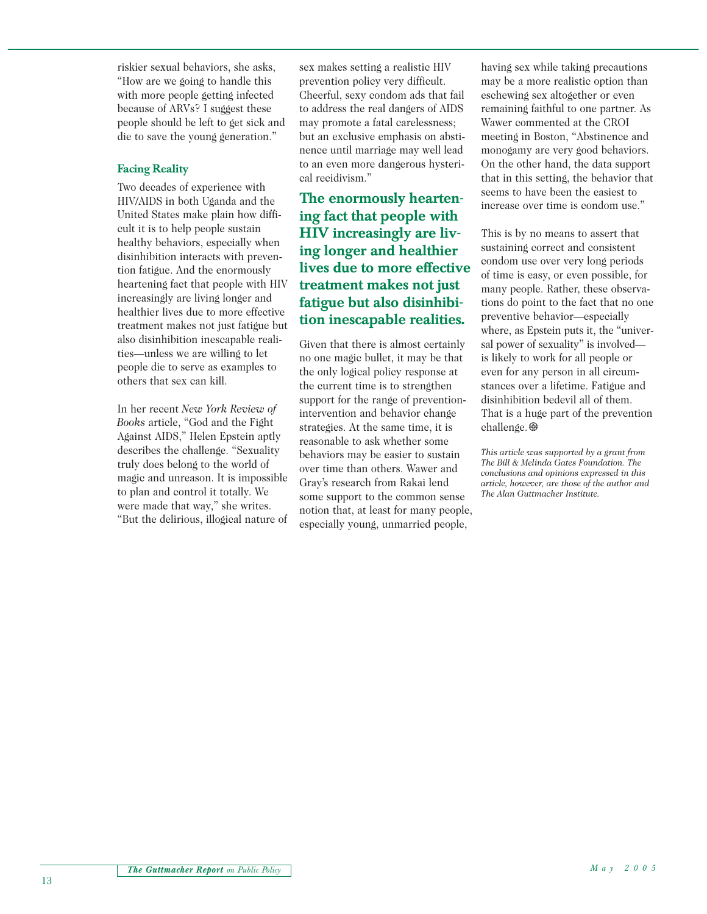riskier sexual behaviors, she asks, "How are we going to handle this with more people getting infected because of ARVs? I suggest these people should be left to get sick and die to save the young generation."

### Facing Reality

Two decades of experience with HIV/AIDS in both Uganda and the United States make plain how difficult it is to help people sustain healthy behaviors, especially when disinhibition interacts with prevention fatigue. And the enormously heartening fact that people with HIV increasingly are living longer and healthier lives due to more effective treatment makes not just fatigue but also disinhibition inescapable realities—unless we are willing to let people die to serve as examples to others that sex can kill.

In her recent *New York Review of Books* article, "God and the Fight Against AIDS," Helen Epstein aptly describes the challenge. "Sexuality truly does belong to the world of magic and unreason. It is impossible to plan and control it totally. We were made that way," she writes. "But the delirious, illogical nature of sex makes setting a realistic HIV prevention policy very difficult. Cheerful, sexy condom ads that fail to address the real dangers of AIDS may promote a fatal carelessness; but an exclusive emphasis on abstinence until marriage may well lead to an even more dangerous hysterical recidivism."

**The enormously heartening fact that people with HIV increasingly are living longer and healthier lives due to more effective treatment makes not just fatigue but also disinhibition inescapable realities.**

Given that there is almost certainly no one magic bullet, it may be that the only logical policy response at the current time is to strengthen support for the range of prevention-intervention and behavior change strategies. At the same time, it is reasonable to ask whether some behaviors may be easier to sustain over time than others. Wawer and Gray's research from Rakai lend some support to the common sense notion that, at least for many people, especially young, unmarried people, having sex while taking precautions may be a more realistic option than eschewing sex altogether or even remaining faithful to one partner. As Wawer commented at the CROI meeting in Boston, "Abstinence and monogamy are very good behaviors. On the other hand, the data support that in this setting, the behavior that seems to have been the easiest to increase over time is condom use."

This is by no means to assert that sustaining correct and consistent condom use over very long periods of time is easy, or even possible, for many people. Rather, these observations do point to the fact that no one preventive behavior—especially where, as Epstein puts it, the "universal power of sexuality" is involved—is likely to work for all people or even for any person in all circumstances over a lifetime. Fatigue and disinhibition bedevil all of them. That is a huge part of the prevention challenge.

*This article was supported by a grant from The Bill & Melinda Gates Foundation. The conclusions and opinions expressed in this article, however, are those of the author and The Alan Guttmacher Institute.*